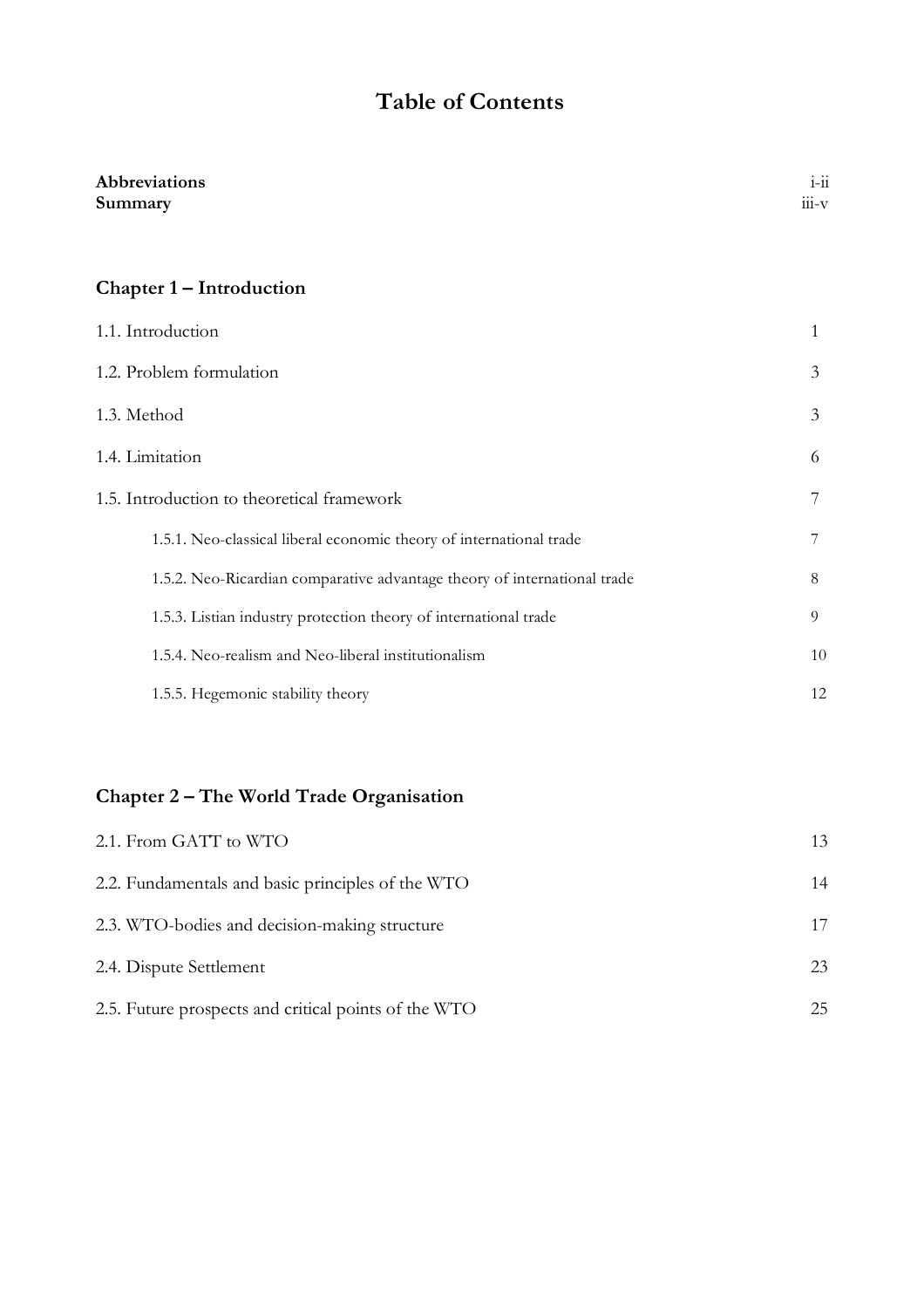# Table of Contents

**Abbreviations** i-ii
**Summary** iii-v

## Chapter 1 – Introduction

1.1. Introduction 1

1.2. Problem formulation 3

1.3. Method 3

1.4. Limitation 6

1.5. Introduction to theoretical framework 7

- 1.5.1. Neo-classical liberal economic theory of international trade 7
- 1.5.2. Neo-Ricardian comparative advantage theory of international trade 8
- 1.5.3. Listian industry protection theory of international trade 9
- 1.5.4. Neo-realism and Neo-liberal institutionalism 10
- 1.5.5. Hegemonic stability theory 12

## Chapter 2 – The World Trade Organisation

2.1. From GATT to WTO 13

2.2. Fundamentals and basic principles of the WTO 14

2.3. WTO-bodies and decision-making structure 17

2.4. Dispute Settlement 23

2.5. Future prospects and critical points of the WTO 25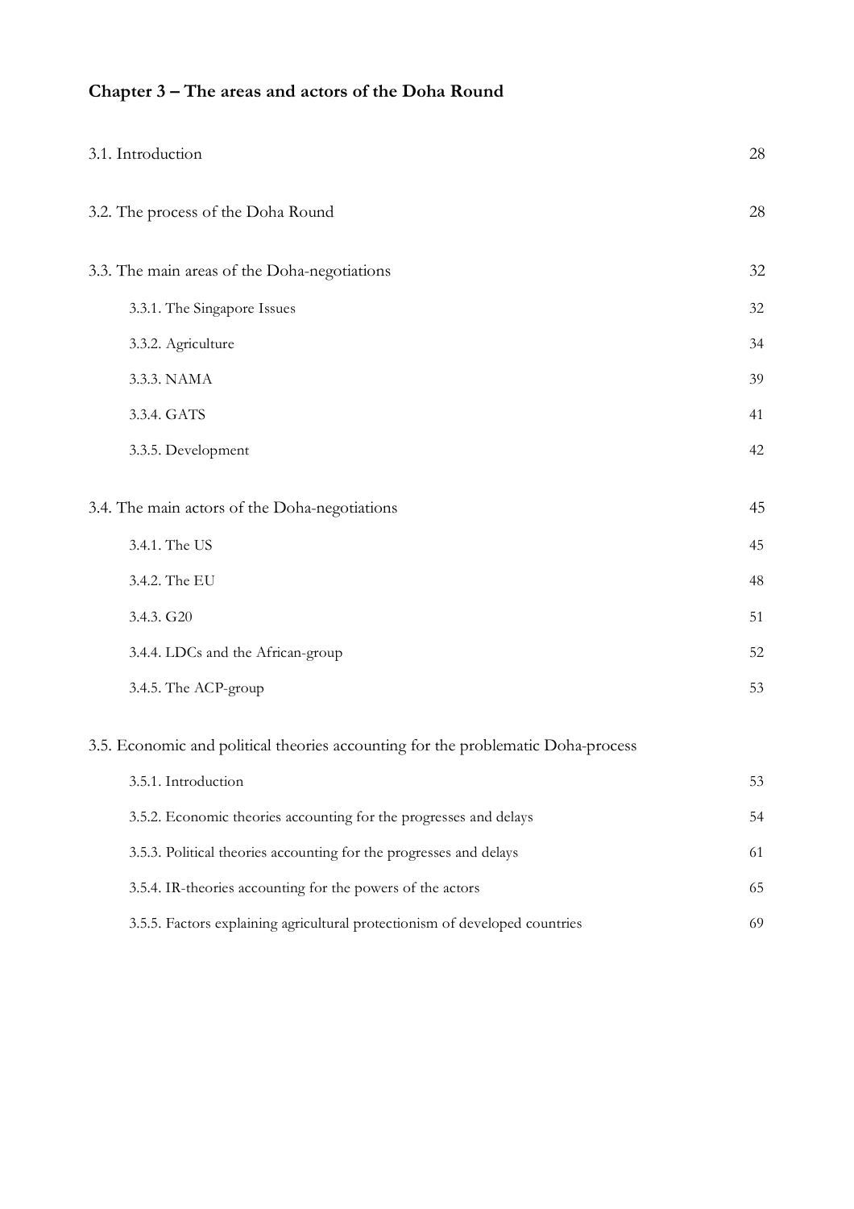**Chapter 3 – The areas and actors of the Doha Round**

| | |
|---|---|
| 3.1. Introduction | 28 |
| 3.2. The process of the Doha Round | 28 |
| 3.3. The main areas of the Doha-negotiations | 32 |
| 3.3.1. The Singapore Issues | 32 |
| 3.3.2. Agriculture | 34 |
| 3.3.3. NAMA | 39 |
| 3.3.4. GATS | 41 |
| 3.3.5. Development | 42 |
| 3.4. The main actors of the Doha-negotiations | 45 |
| 3.4.1. The US | 45 |
| 3.4.2. The EU | 48 |
| 3.4.3. G20 | 51 |
| 3.4.4. LDCs and the African-group | 52 |
| 3.4.5. The ACP-group | 53 |
| 3.5. Economic and political theories accounting for the problematic Doha-process | |
| 3.5.1. Introduction | 53 |
| 3.5.2. Economic theories accounting for the progresses and delays | 54 |
| 3.5.3. Political theories accounting for the progresses and delays | 61 |
| 3.5.4. IR-theories accounting for the powers of the actors | 65 |
| 3.5.5. Factors explaining agricultural protectionism of developed countries | 69 |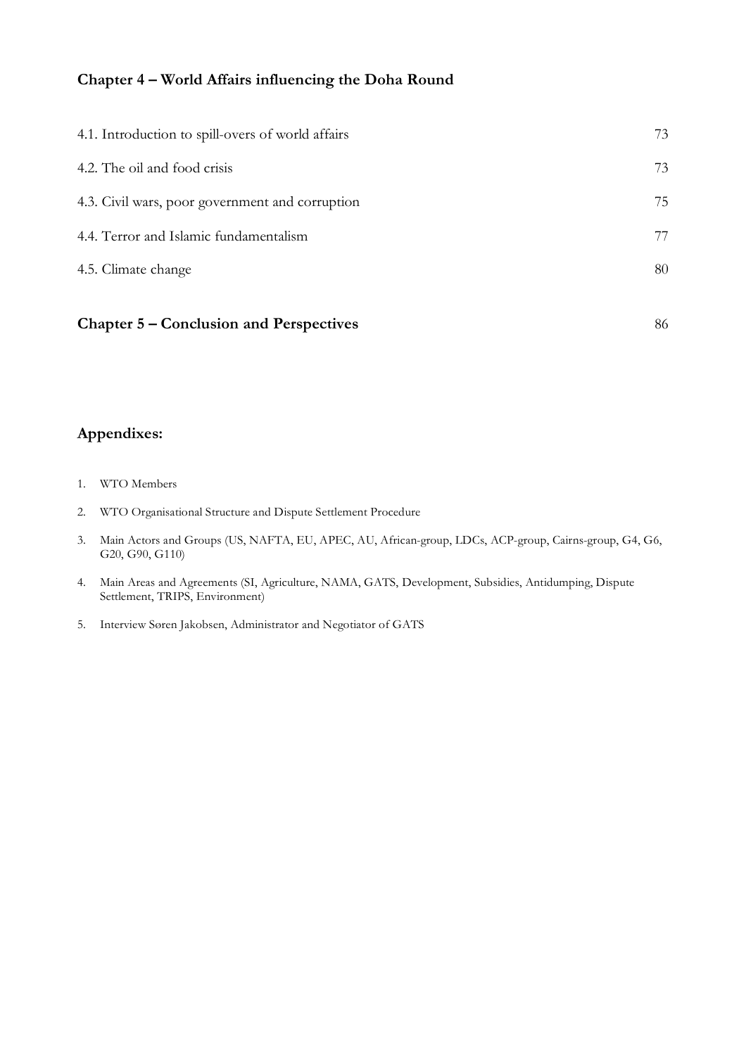## Chapter 4 – World Affairs influencing the Doha Round

| | |
|---|---|
| 4.1. Introduction to spill-overs of world affairs | 73 |
| 4.2. The oil and food crisis | 73 |
| 4.3. Civil wars, poor government and corruption | 75 |
| 4.4. Terror and Islamic fundamentalism | 77 |
| 4.5. Climate change | 80 |

## Chapter 5 – Conclusion and Perspectives 86

## Appendixes:

1. WTO Members
2. WTO Organisational Structure and Dispute Settlement Procedure
3. Main Actors and Groups (US, NAFTA, EU, APEC, AU, African-group, LDCs, ACP-group, Cairns-group, G4, G6, G20, G90, G110)
4. Main Areas and Agreements (SI, Agriculture, NAMA, GATS, Development, Subsidies, Antidumping, Dispute Settlement, TRIPS, Environment)
5. Interview Søren Jakobsen, Administrator and Negotiator of GATS